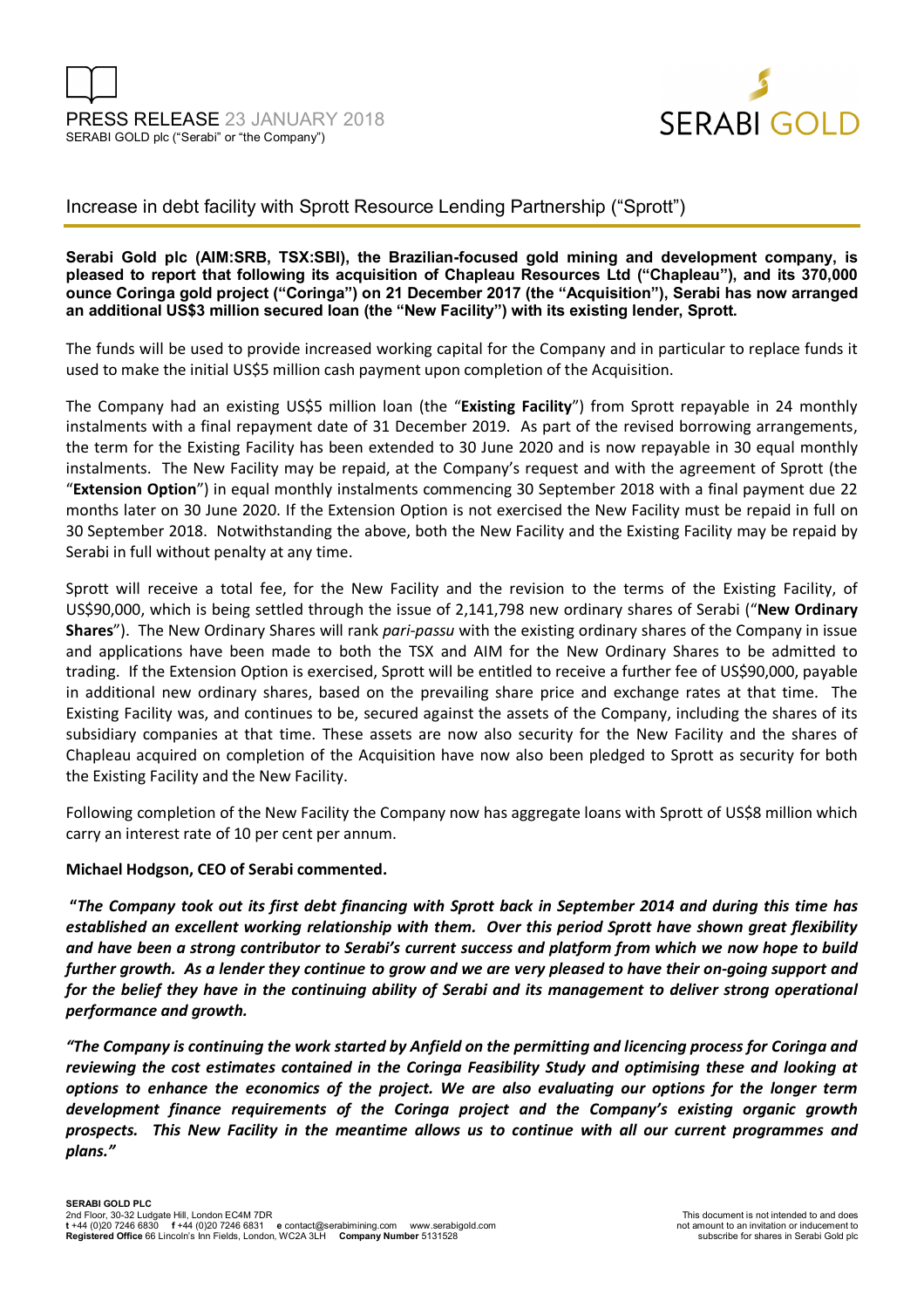PRESS RELEASE 23 JANUARY 2018
SERABI GOLD plc ("Serabi" or "the Company")

SERABI GOLD

## Increase in debt facility with Sprott Resource Lending Partnership ("Sprott")

**Serabi Gold plc (AIM:SRB, TSX:SBI), the Brazilian-focused gold mining and development company, is pleased to report that following its acquisition of Chapleau Resources Ltd ("Chapleau"), and its 370,000 ounce Coringa gold project ("Coringa") on 21 December 2017 (the "Acquisition"), Serabi has now arranged an additional US$3 million secured loan (the "New Facility") with its existing lender, Sprott.**

The funds will be used to provide increased working capital for the Company and in particular to replace funds it used to make the initial US$5 million cash payment upon completion of the Acquisition.

The Company had an existing US$5 million loan (the "**Existing Facility**") from Sprott repayable in 24 monthly instalments with a final repayment date of 31 December 2019. As part of the revised borrowing arrangements, the term for the Existing Facility has been extended to 30 June 2020 and is now repayable in 30 equal monthly instalments. The New Facility may be repaid, at the Company's request and with the agreement of Sprott (the "**Extension Option**") in equal monthly instalments commencing 30 September 2018 with a final payment due 22 months later on 30 June 2020. If the Extension Option is not exercised the New Facility must be repaid in full on 30 September 2018. Notwithstanding the above, both the New Facility and the Existing Facility may be repaid by Serabi in full without penalty at any time.

Sprott will receive a total fee, for the New Facility and the revision to the terms of the Existing Facility, of US$90,000, which is being settled through the issue of 2,141,798 new ordinary shares of Serabi ("**New Ordinary Shares**"). The New Ordinary Shares will rank *pari-passu* with the existing ordinary shares of the Company in issue and applications have been made to both the TSX and AIM for the New Ordinary Shares to be admitted to trading. If the Extension Option is exercised, Sprott will be entitled to receive a further fee of US$90,000, payable in additional new ordinary shares, based on the prevailing share price and exchange rates at that time. The Existing Facility was, and continues to be, secured against the assets of the Company, including the shares of its subsidiary companies at that time. These assets are now also security for the New Facility and the shares of Chapleau acquired on completion of the Acquisition have now also been pledged to Sprott as security for both the Existing Facility and the New Facility.

Following completion of the New Facility the Company now has aggregate loans with Sprott of US$8 million which carry an interest rate of 10 per cent per annum.

**Michael Hodgson, CEO of Serabi commented.**

***"The Company took out its first debt financing with Sprott back in September 2014 and during this time has established an excellent working relationship with them. Over this period Sprott have shown great flexibility and have been a strong contributor to Serabi's current success and platform from which we now hope to build further growth. As a lender they continue to grow and we are very pleased to have their on-going support and for the belief they have in the continuing ability of Serabi and its management to deliver strong operational performance and growth.***

***"The Company is continuing the work started by Anfield on the permitting and licencing process for Coringa and reviewing the cost estimates contained in the Coringa Feasibility Study and optimising these and looking at options to enhance the economics of the project. We are also evaluating our options for the longer term development finance requirements of the Coringa project and the Company's existing organic growth prospects. This New Facility in the meantime allows us to continue with all our current programmes and plans."***

**SERABI GOLD PLC**
2nd Floor, 30-32 Ludgate Hill, London EC4M 7DR
**t** +44 (0)20 7246 6830 **f** +44 (0)20 7246 6831 **e** contact@serabimining.com www.serabigold.com
**Registered Office** 66 Lincoln's Inn Fields, London, WC2A 3LH **Company Number** 5131528

This document is not intended to and does not amount to an invitation or inducement to subscribe for shares in Serabi Gold plc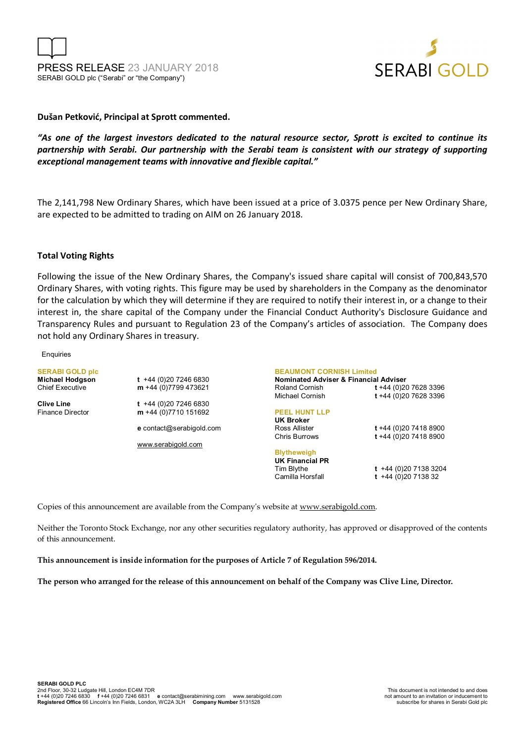**Dušan Petković, Principal at Sprott commented.**

***"As one of the largest investors dedicated to the natural resource sector, Sprott is excited to continue its partnership with Serabi. Our partnership with the Serabi team is consistent with our strategy of supporting exceptional management teams with innovative and flexible capital."***

The 2,141,798 New Ordinary Shares, which have been issued at a price of 3.0375 pence per New Ordinary Share, are expected to be admitted to trading on AIM on 26 January 2018.

## Total Voting Rights

Following the issue of the New Ordinary Shares, the Company's issued share capital will consist of 700,843,570 Ordinary Shares, with voting rights. This figure may be used by shareholders in the Company as the denominator for the calculation by which they will determine if they are required to notify their interest in, or a change to their interest in, the share capital of the Company under the Financial Conduct Authority's Disclosure Guidance and Transparency Rules and pursuant to Regulation 23 of the Company's articles of association. The Company does not hold any Ordinary Shares in treasury.

Enquiries

**SERABI GOLD plc**

**Michael Hodgson** — Chief Executive
t +44 (0)20 7246 6830
m +44 (0)7799 473621

**Clive Line** — Finance Director
t +44 (0)20 7246 6830
m +44 (0)7710 151692

e contact@serabigold.com

www.serabigold.com

**BEAUMONT CORNISH Limited**
**Nominated Adviser & Financial Adviser**
Roland Cornish — t +44 (0)20 7628 3396
Michael Cornish — t +44 (0)20 7628 3396

**PEEL HUNT LLP**
**UK Broker**
Ross Allister — t +44 (0)20 7418 8900
Chris Burrows — t +44 (0)20 7418 8900

**Blytheweigh**
**UK Financial PR**
Tim Blythe — t +44 (0)20 7138 3204
Camilla Horsfall — t +44 (0)20 7138 32

Copies of this announcement are available from the Company's website at www.serabigold.com.

Neither the Toronto Stock Exchange, nor any other securities regulatory authority, has approved or disapproved of the contents of this announcement.

**This announcement is inside information for the purposes of Article 7 of Regulation 596/2014.**

**The person who arranged for the release of this announcement on behalf of the Company was Clive Line, Director.**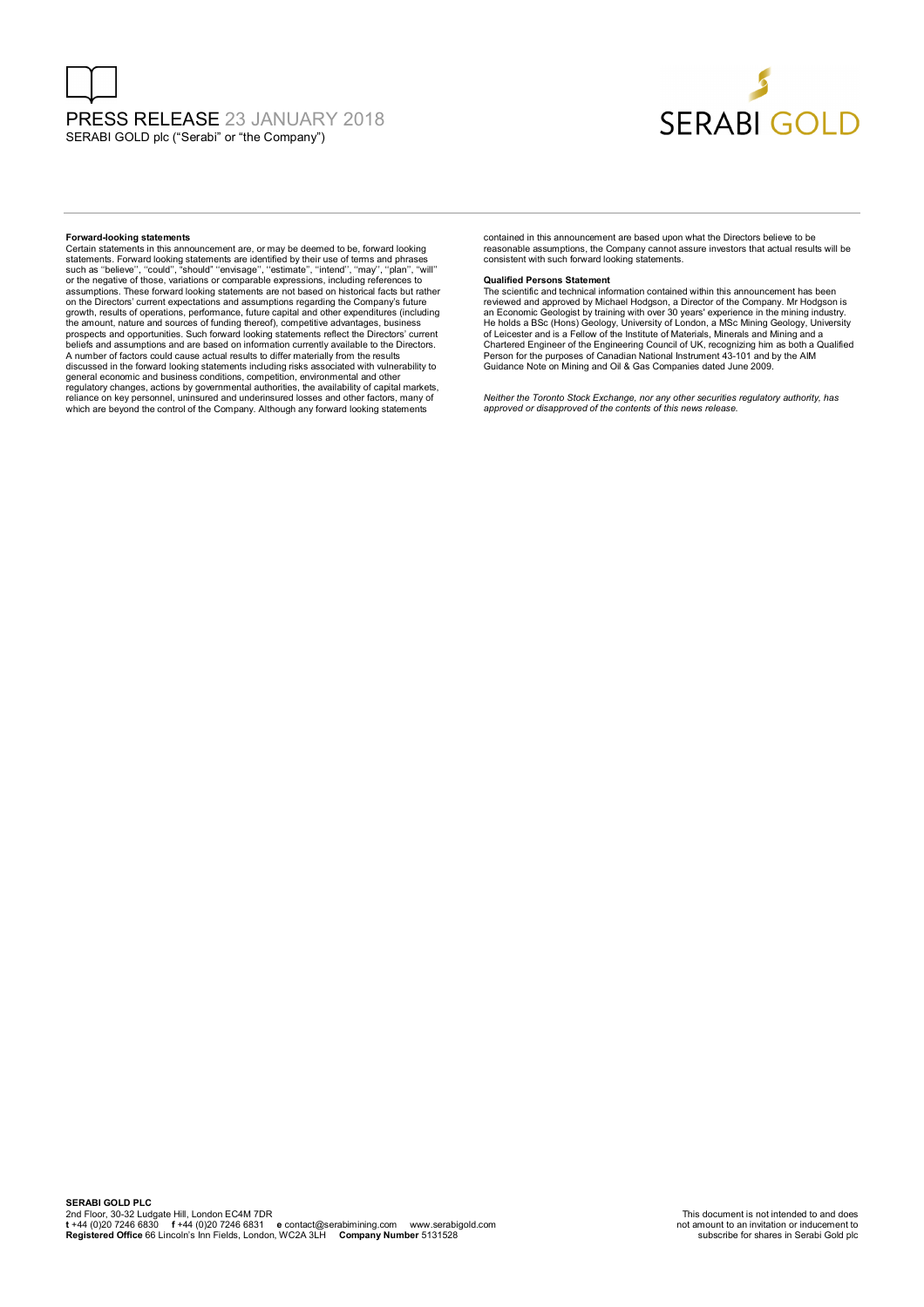**Forward-looking statements**

Certain statements in this announcement are, or may be deemed to be, forward looking statements. Forward looking statements are identified by their use of terms and phrases such as ''believe'', ''could'', "should" ''envisage'', ''estimate'', ''intend'', ''may'', ''plan'', ''will'' or the negative of those, variations or comparable expressions, including references to assumptions. These forward looking statements are not based on historical facts but rather on the Directors' current expectations and assumptions regarding the Company's future growth, results of operations, performance, future capital and other expenditures (including the amount, nature and sources of funding thereof), competitive advantages, business prospects and opportunities. Such forward looking statements reflect the Directors' current beliefs and assumptions and are based on information currently available to the Directors. A number of factors could cause actual results to differ materially from the results discussed in the forward looking statements including risks associated with vulnerability to general economic and business conditions, competition, environmental and other regulatory changes, actions by governmental authorities, the availability of capital markets, reliance on key personnel, uninsured and underinsured losses and other factors, many of which are beyond the control of the Company. Although any forward looking statements contained in this announcement are based upon what the Directors believe to be reasonable assumptions, the Company cannot assure investors that actual results will be consistent with such forward looking statements.

**Qualified Persons Statement**

The scientific and technical information contained within this announcement has been reviewed and approved by Michael Hodgson, a Director of the Company. Mr Hodgson is an Economic Geologist by training with over 30 years' experience in the mining industry. He holds a BSc (Hons) Geology, University of London, a MSc Mining Geology, University of Leicester and is a Fellow of the Institute of Materials, Minerals and Mining and a Chartered Engineer of the Engineering Council of UK, recognizing him as both a Qualified Person for the purposes of Canadian National Instrument 43-101 and by the AIM Guidance Note on Mining and Oil & Gas Companies dated June 2009.

*Neither the Toronto Stock Exchange, nor any other securities regulatory authority, has approved or disapproved of the contents of this news release.*